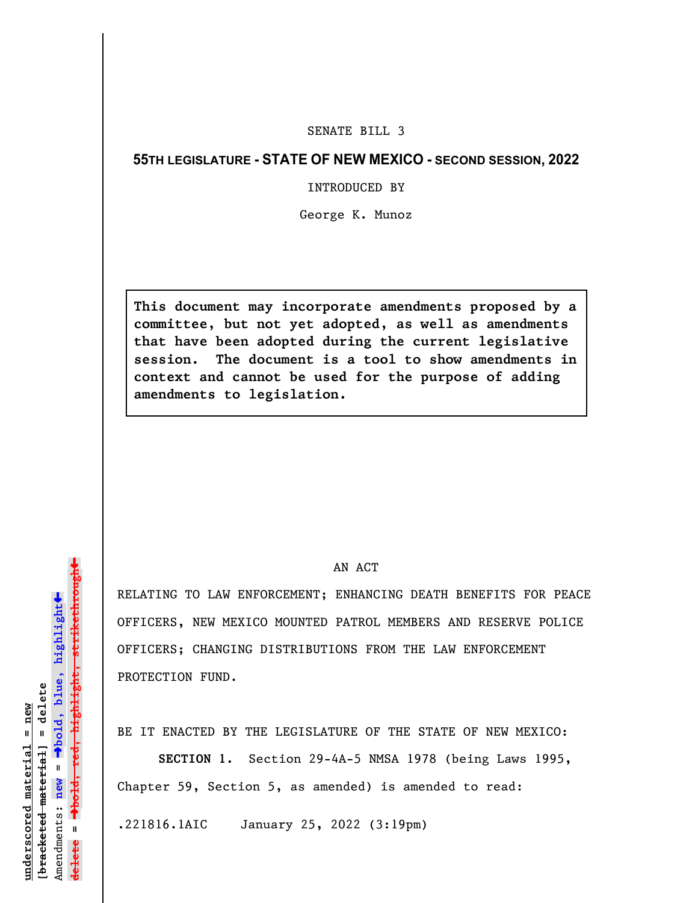SENATE BILL 3

**55TH LEGISLATURE - STATE OF NEW MEXICO - SECOND SESSION, 2022**

INTRODUCED BY

George K. Munoz

> **This document may incorporate amendments proposed by a committee, but not yet adopted, as well as amendments that have been adopted during the current legislative session. The document is a tool to show amendments in context and cannot be used for the purpose of adding amendments to legislation.**

AN ACT

RELATING TO LAW ENFORCEMENT; ENHANCING DEATH BENEFITS FOR PEACE OFFICERS, NEW MEXICO MOUNTED PATROL MEMBERS AND RESERVE POLICE OFFICERS; CHANGING DISTRIBUTIONS FROM THE LAW ENFORCEMENT PROTECTION FUND.

BE IT ENACTED BY THE LEGISLATURE OF THE STATE OF NEW MEXICO:

**SECTION 1.** Section 29-4A-5 NMSA 1978 (being Laws 1995, Chapter 59, Section 5, as amended) is amended to read:

.221816.1AIC January 25, 2022 (3:19pm)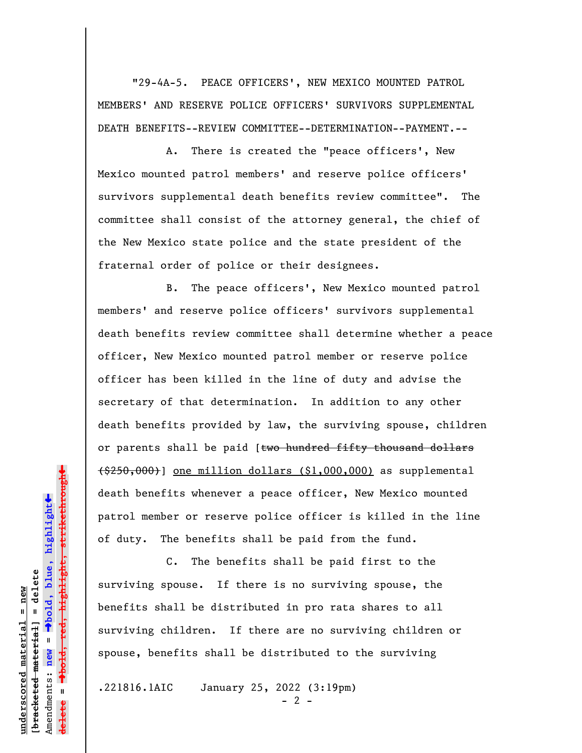"29-4A-5. PEACE OFFICERS', NEW MEXICO MOUNTED PATROL MEMBERS' AND RESERVE POLICE OFFICERS' SURVIVORS SUPPLEMENTAL DEATH BENEFITS--REVIEW COMMITTEE--DETERMINATION--PAYMENT.--

A. There is created the "peace officers', New Mexico mounted patrol members' and reserve police officers' survivors supplemental death benefits review committee". The committee shall consist of the attorney general, the chief of the New Mexico state police and the state president of the fraternal order of police or their designees.

B. The peace officers', New Mexico mounted patrol members' and reserve police officers' survivors supplemental death benefits review committee shall determine whether a peace officer, New Mexico mounted patrol member or reserve police officer has been killed in the line of duty and advise the secretary of that determination. In addition to any other death benefits provided by law, the surviving spouse, children or parents shall be paid [~~two hundred fifty thousand dollars ($250,000)~~] <u>one million dollars ($1,000,000)</u> as supplemental death benefits whenever a peace officer, New Mexico mounted patrol member or reserve police officer is killed in the line of duty. The benefits shall be paid from the fund.

C. The benefits shall be paid first to the surviving spouse. If there is no surviving spouse, the benefits shall be distributed in pro rata shares to all surviving children. If there are no surviving children or spouse, benefits shall be distributed to the surviving

.221816.1AIC January 25, 2022 (3:19pm)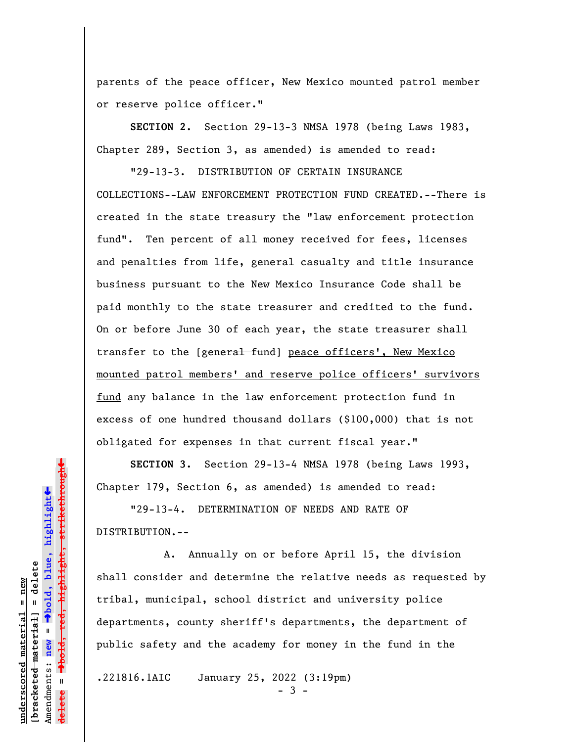parents of the peace officer, New Mexico mounted patrol member or reserve police officer."

**SECTION 2.** Section 29-13-3 NMSA 1978 (being Laws 1983, Chapter 289, Section 3, as amended) is amended to read:

"29-13-3. DISTRIBUTION OF CERTAIN INSURANCE COLLECTIONS--LAW ENFORCEMENT PROTECTION FUND CREATED.--There is created in the state treasury the "law enforcement protection fund". Ten percent of all money received for fees, licenses and penalties from life, general casualty and title insurance business pursuant to the New Mexico Insurance Code shall be paid monthly to the state treasurer and credited to the fund. On or before June 30 of each year, the state treasurer shall transfer to the [~~general fund~~] <u>peace officers', New Mexico mounted patrol members' and reserve police officers' survivors fund</u> any balance in the law enforcement protection fund in excess of one hundred thousand dollars ($100,000) that is not obligated for expenses in that current fiscal year."

**SECTION 3.** Section 29-13-4 NMSA 1978 (being Laws 1993, Chapter 179, Section 6, as amended) is amended to read:

"29-13-4. DETERMINATION OF NEEDS AND RATE OF DISTRIBUTION.--

A. Annually on or before April 15, the division shall consider and determine the relative needs as requested by tribal, municipal, school district and university police departments, county sheriff's departments, the department of public safety and the academy for money in the fund in the

.221816.1AIC January 25, 2022 (3:19pm)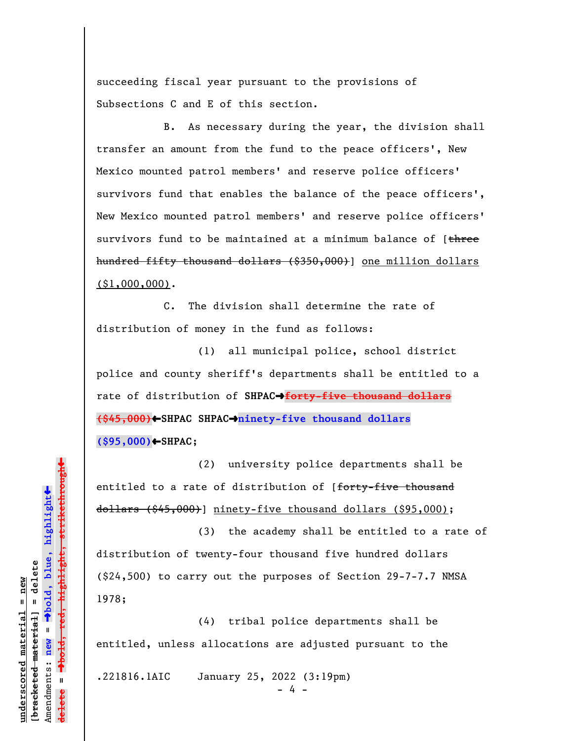succeeding fiscal year pursuant to the provisions of Subsections C and E of this section.

B. As necessary during the year, the division shall transfer an amount from the fund to the peace officers', New Mexico mounted patrol members' and reserve police officers' survivors fund that enables the balance of the peace officers', New Mexico mounted patrol members' and reserve police officers' survivors fund to be maintained at a minimum balance of [~~three hundred fifty thousand dollars ($350,000)~~] <u>one million dollars ($1,000,000)</u>.

C. The division shall determine the rate of distribution of money in the fund as follows:

(1) all municipal police, school district police and county sheriff's departments shall be entitled to a rate of distribution of **SHPAC➡**~~forty-five thousand dollars ($45,000)~~**⬅SHPAC SHPAC➡ninety-five thousand dollars ($95,000)⬅SHPAC**;

(2) university police departments shall be entitled to a rate of distribution of [~~forty-five thousand dollars ($45,000)~~] <u>ninety-five thousand dollars ($95,000)</u>;

(3) the academy shall be entitled to a rate of distribution of twenty-four thousand five hundred dollars ($24,500) to carry out the purposes of Section 29-7-7.7 NMSA 1978;

(4) tribal police departments shall be entitled, unless allocations are adjusted pursuant to the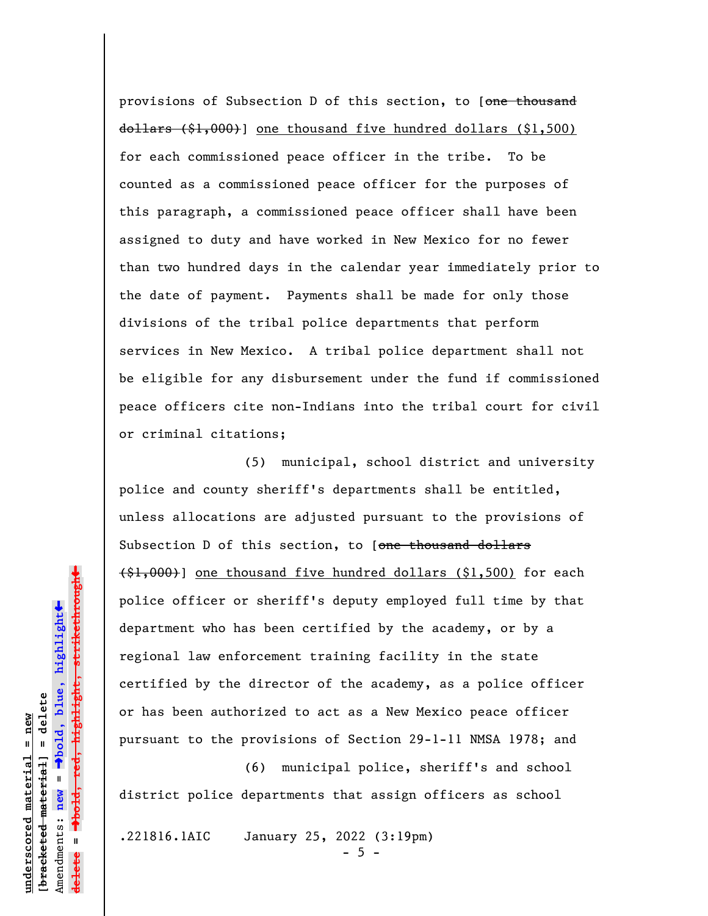provisions of Subsection D of this section, to [~~one thousand dollars ($1,000)~~] <u>one thousand five hundred dollars ($1,500)</u> for each commissioned peace officer in the tribe. To be counted as a commissioned peace officer for the purposes of this paragraph, a commissioned peace officer shall have been assigned to duty and have worked in New Mexico for no fewer than two hundred days in the calendar year immediately prior to the date of payment. Payments shall be made for only those divisions of the tribal police departments that perform services in New Mexico. A tribal police department shall not be eligible for any disbursement under the fund if commissioned peace officers cite non-Indians into the tribal court for civil or criminal citations;

(5) municipal, school district and university police and county sheriff's departments shall be entitled, unless allocations are adjusted pursuant to the provisions of Subsection D of this section, to [~~one thousand dollars ($1,000)~~] <u>one thousand five hundred dollars ($1,500)</u> for each police officer or sheriff's deputy employed full time by that department who has been certified by the academy, or by a regional law enforcement training facility in the state certified by the director of the academy, as a police officer or has been authorized to act as a New Mexico peace officer pursuant to the provisions of Section 29-1-11 NMSA 1978; and

(6) municipal police, sheriff's and school district police departments that assign officers as school

.221816.1AIC January 25, 2022 (3:19pm)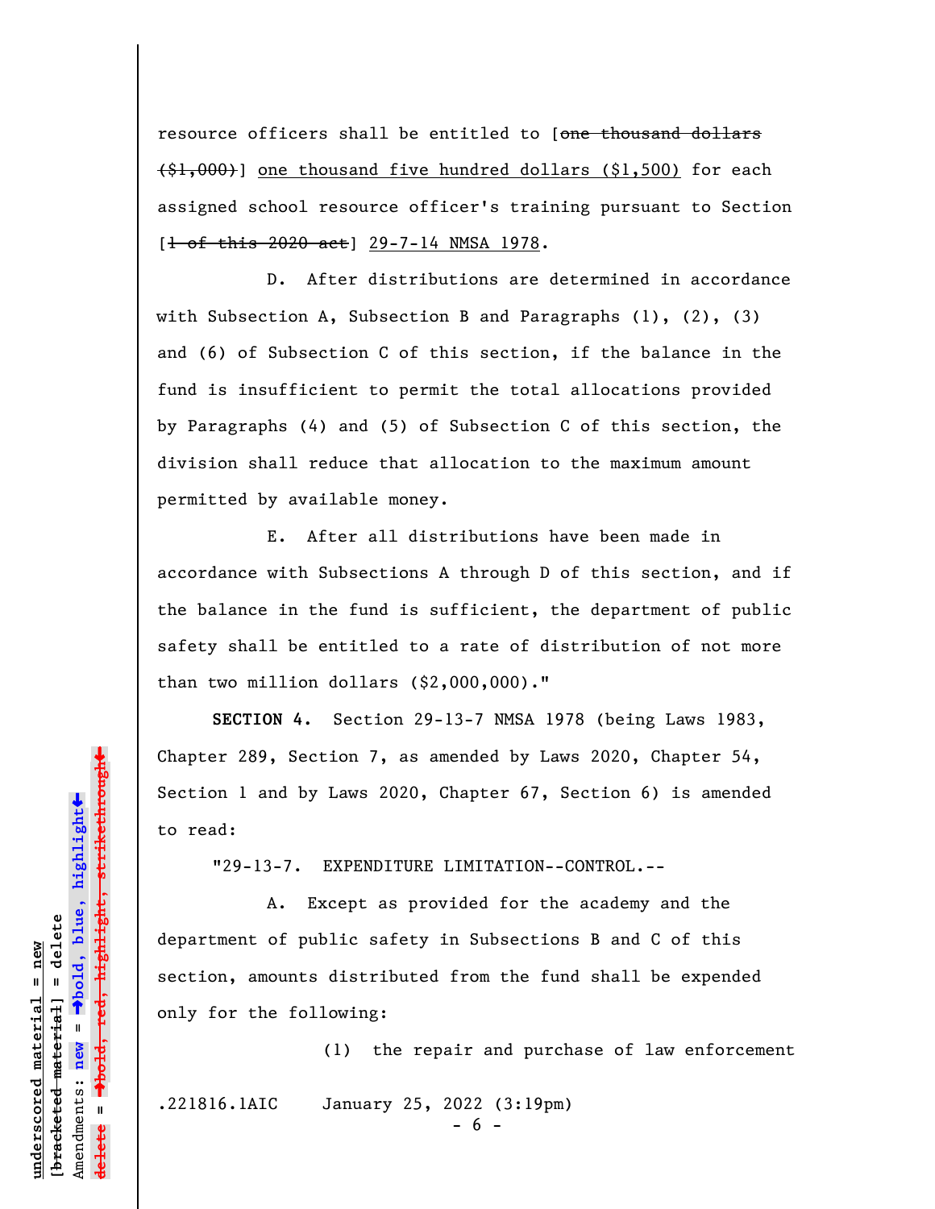resource officers shall be entitled to [~~one thousand dollars ($1,000)~~] <u>one thousand five hundred dollars ($1,500)</u> for each assigned school resource officer's training pursuant to Section [~~1 of this 2020 act~~] <u>29-7-14 NMSA 1978</u>.

D. After distributions are determined in accordance with Subsection A, Subsection B and Paragraphs (1), (2), (3) and (6) of Subsection C of this section, if the balance in the fund is insufficient to permit the total allocations provided by Paragraphs (4) and (5) of Subsection C of this section, the division shall reduce that allocation to the maximum amount permitted by available money.

E. After all distributions have been made in accordance with Subsections A through D of this section, and if the balance in the fund is sufficient, the department of public safety shall be entitled to a rate of distribution of not more than two million dollars ($2,000,000)."

**SECTION 4.** Section 29-13-7 NMSA 1978 (being Laws 1983, Chapter 289, Section 7, as amended by Laws 2020, Chapter 54, Section 1 and by Laws 2020, Chapter 67, Section 6) is amended to read:

"29-13-7. EXPENDITURE LIMITATION--CONTROL.--

A. Except as provided for the academy and the department of public safety in Subsections B and C of this section, amounts distributed from the fund shall be expended only for the following:

(1) the repair and purchase of law enforcement

.221816.1AIC January 25, 2022 (3:19pm)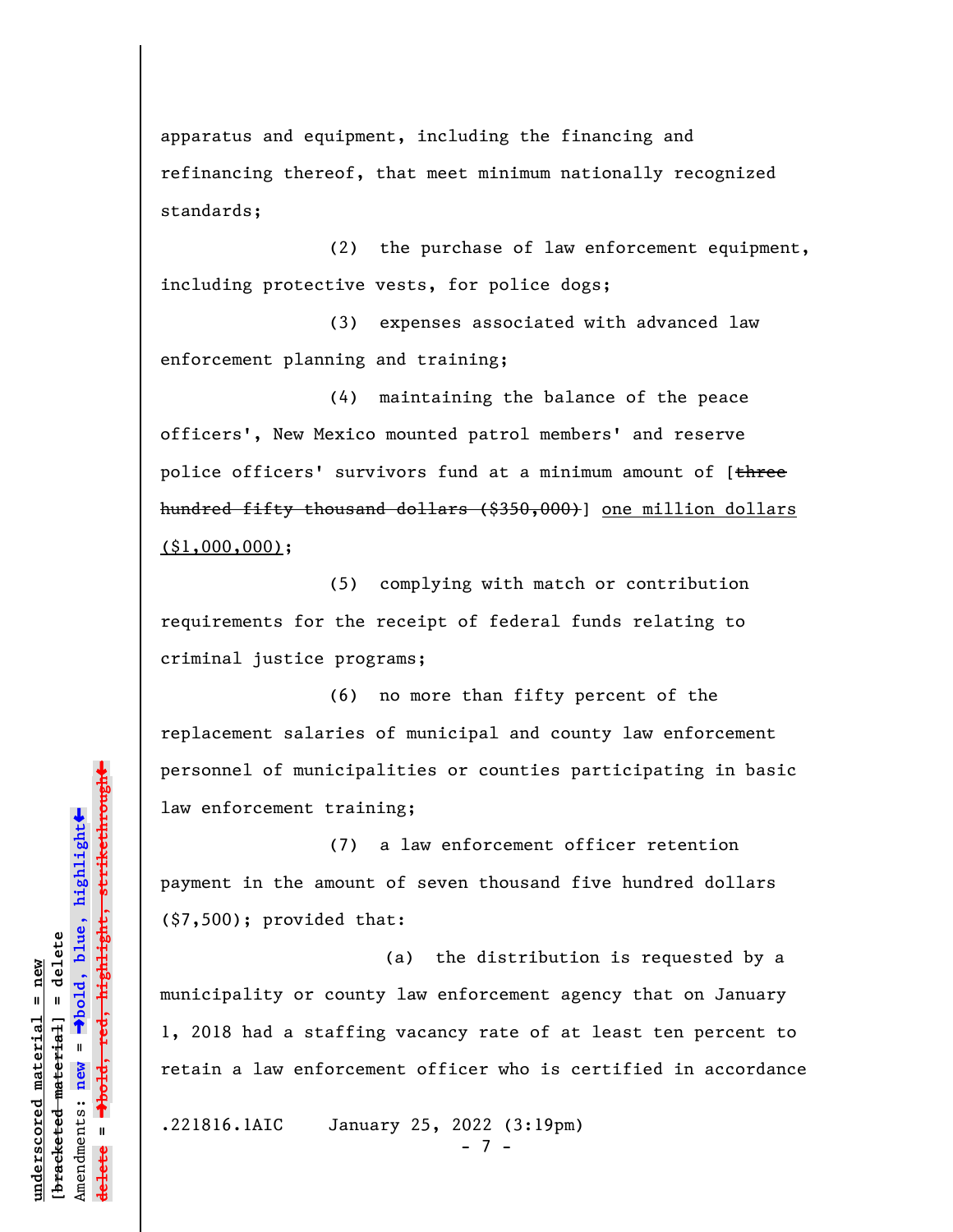apparatus and equipment, including the financing and refinancing thereof, that meet minimum nationally recognized standards;

(2) the purchase of law enforcement equipment, including protective vests, for police dogs;

(3) expenses associated with advanced law enforcement planning and training;

(4) maintaining the balance of the peace officers', New Mexico mounted patrol members' and reserve police officers' survivors fund at a minimum amount of [~~three hundred fifty thousand dollars ($350,000)~~] <u>one million dollars ($1,000,000)</u>;

(5) complying with match or contribution requirements for the receipt of federal funds relating to criminal justice programs;

(6) no more than fifty percent of the replacement salaries of municipal and county law enforcement personnel of municipalities or counties participating in basic law enforcement training;

(7) a law enforcement officer retention payment in the amount of seven thousand five hundred dollars ($7,500); provided that:

(a) the distribution is requested by a municipality or county law enforcement agency that on January 1, 2018 had a staffing vacancy rate of at least ten percent to retain a law enforcement officer who is certified in accordance

.221816.1AIC January 25, 2022 (3:19pm)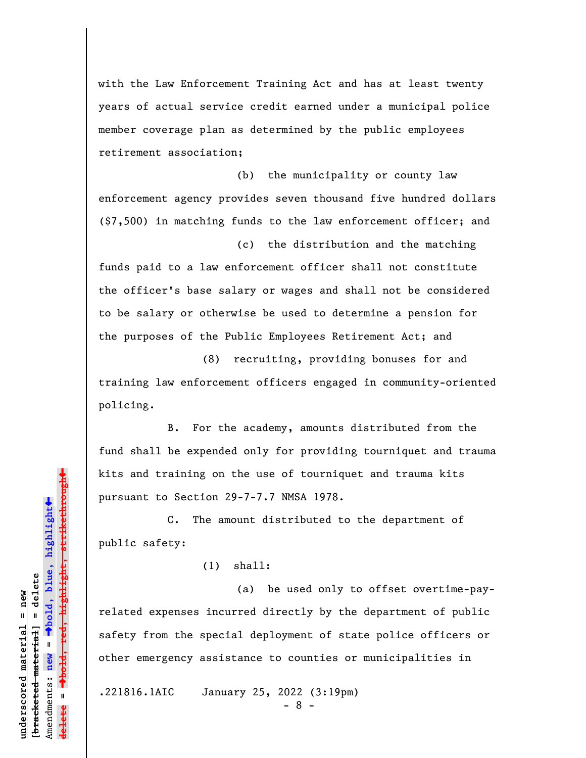with the Law Enforcement Training Act and has at least twenty years of actual service credit earned under a municipal police member coverage plan as determined by the public employees retirement association;

(b) the municipality or county law enforcement agency provides seven thousand five hundred dollars ($7,500) in matching funds to the law enforcement officer; and

(c) the distribution and the matching funds paid to a law enforcement officer shall not constitute the officer's base salary or wages and shall not be considered to be salary or otherwise be used to determine a pension for the purposes of the Public Employees Retirement Act; and

(8) recruiting, providing bonuses for and training law enforcement officers engaged in community-oriented policing.

B. For the academy, amounts distributed from the fund shall be expended only for providing tourniquet and trauma kits and training on the use of tourniquet and trauma kits pursuant to Section 29-7-7.7 NMSA 1978.

C. The amount distributed to the department of public safety:

(1) shall:

(a) be used only to offset overtime-pay-related expenses incurred directly by the department of public safety from the special deployment of state police officers or other emergency assistance to counties or municipalities in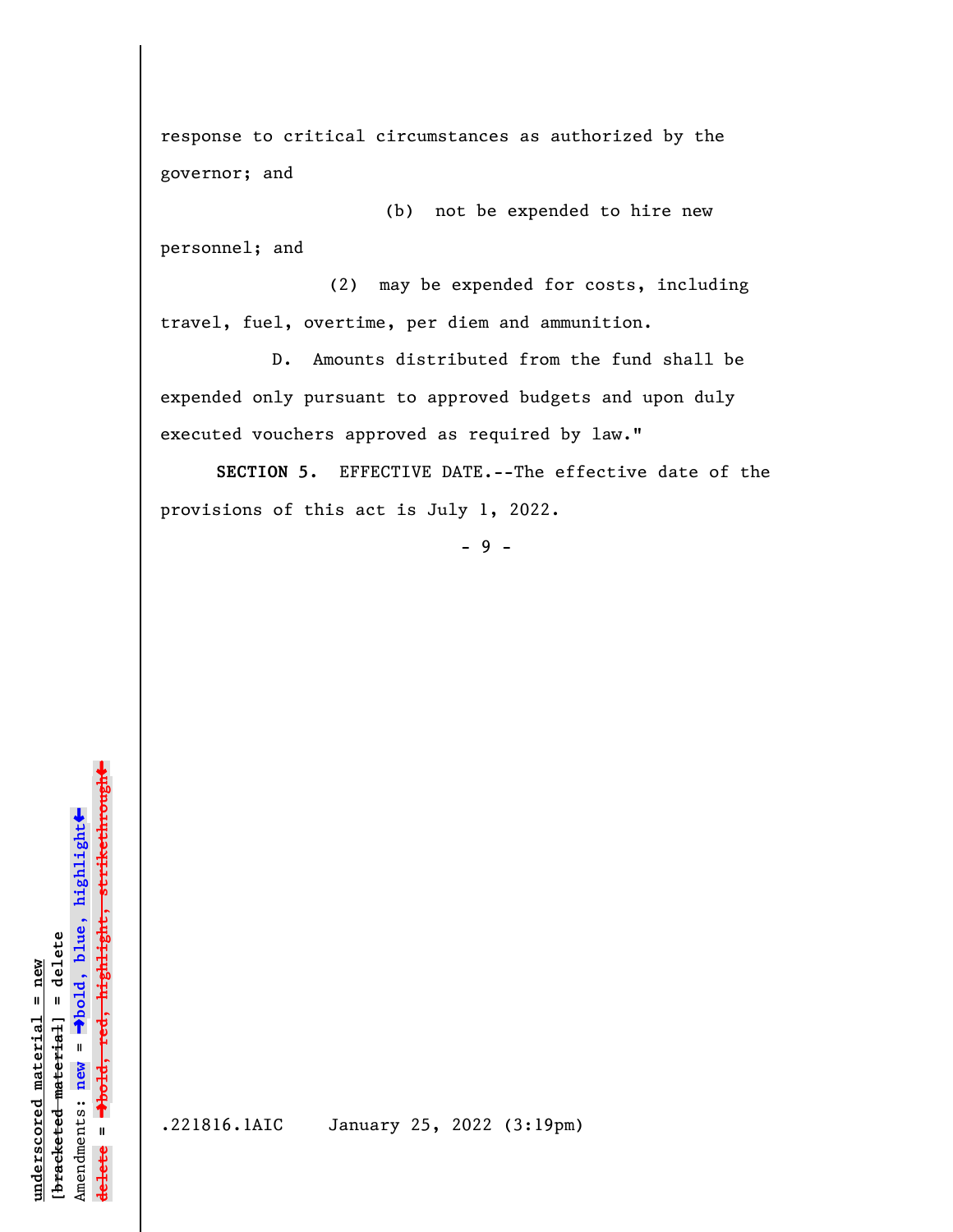response to critical circumstances as authorized by the governor; and

(b) not be expended to hire new personnel; and

(2) may be expended for costs, including travel, fuel, overtime, per diem and ammunition.

D. Amounts distributed from the fund shall be expended only pursuant to approved budgets and upon duly executed vouchers approved as required by law."

**SECTION 5.** EFFECTIVE DATE.--The effective date of the provisions of this act is July 1, 2022.

.221816.1AIC January 25, 2022 (3:19pm)